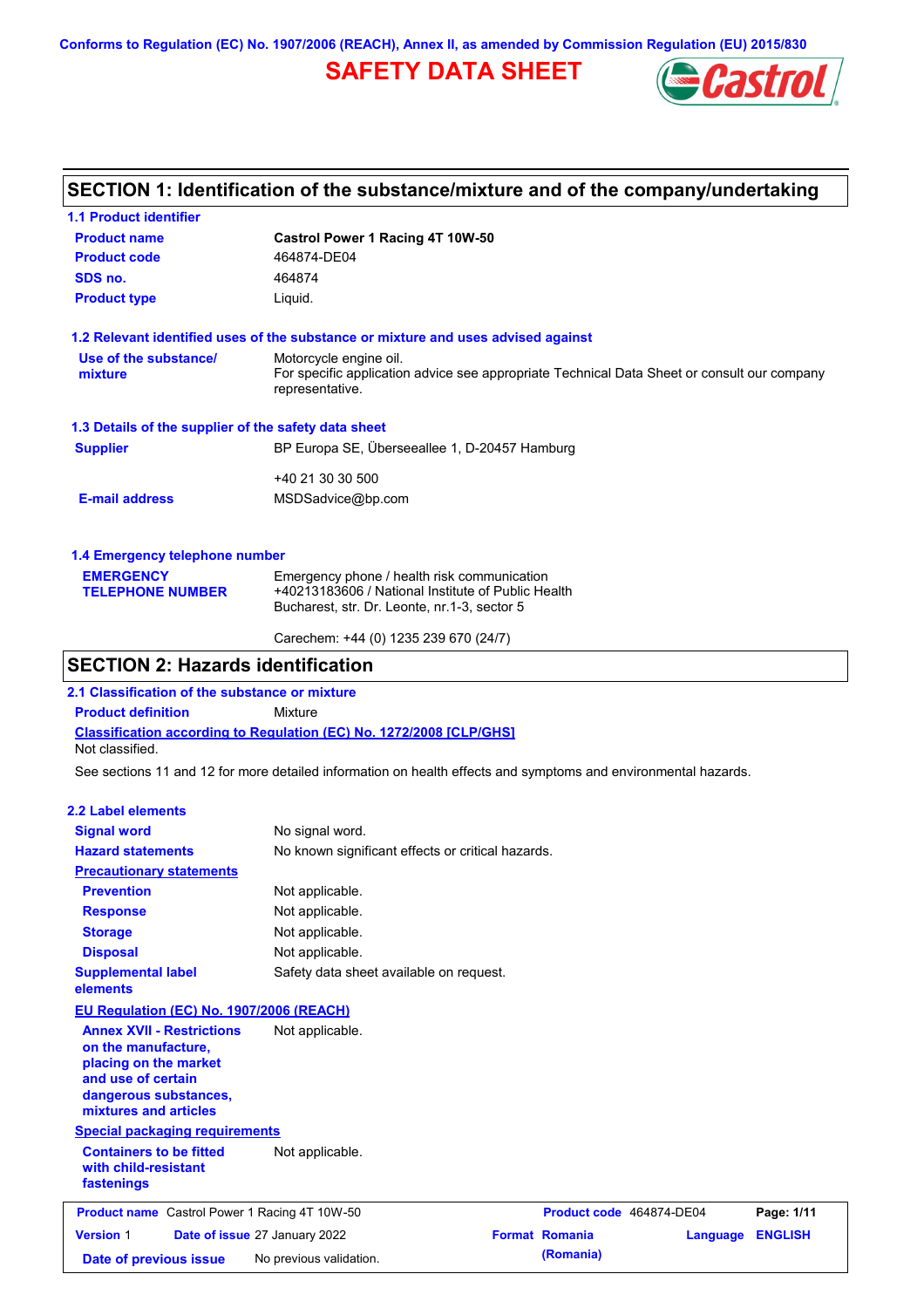Conforms to Regulation (EC) No. 1907/2006 (REACH), Annex II, as amended by Commission Regulation (EU) 2015/830

# SAFETY DATA SHEET

## SECTION 1: Identification of the substance/mixture and of the company/undertaking

### 1.1 Product identifier

| | |
|---|---|
| **Product name** | **Castrol Power 1 Racing 4T 10W-50** |
| **Product code** | 464874-DE04 |
| **SDS no.** | 464874 |
| **Product type** | Liquid. |

### 1.2 Relevant identified uses of the substance or mixture and uses advised against

| | |
|---|---|
| **Use of the substance/ mixture** | Motorcycle engine oil. For specific application advice see appropriate Technical Data Sheet or consult our company representative. |

### 1.3 Details of the supplier of the safety data sheet

| | |
|---|---|
| **Supplier** | BP Europa SE, Überseeallee 1, D-20457 Hamburg<br><br>+40 21 30 30 500 |
| **E-mail address** | MSDSadvice@bp.com |

### 1.4 Emergency telephone number

| | |
|---|---|
| **EMERGENCY TELEPHONE NUMBER** | Emergency phone / health risk communication<br>+40213183606 / National Institute of Public Health<br>Bucharest, str. Dr. Leonte, nr.1-3, sector 5<br><br>Carechem: +44 (0) 1235 239 670 (24/7) |

## SECTION 2: Hazards identification

### 2.1 Classification of the substance or mixture

**Product definition** Mixture

**Classification according to Regulation (EC) No. 1272/2008 [CLP/GHS]**

Not classified.

See sections 11 and 12 for more detailed information on health effects and symptoms and environmental hazards.

### 2.2 Label elements

| | |
|---|---|
| **Signal word** | No signal word. |
| **Hazard statements** | No known significant effects or critical hazards. |
| **Precautionary statements** | |
| **Prevention** | Not applicable. |
| **Response** | Not applicable. |
| **Storage** | Not applicable. |
| **Disposal** | Not applicable. |
| **Supplemental label elements** | Safety data sheet available on request. |

**EU Regulation (EC) No. 1907/2006 (REACH)**

| | |
|---|---|
| **Annex XVII - Restrictions on the manufacture, placing on the market and use of certain dangerous substances, mixtures and articles** | Not applicable. |

**Special packaging requirements**

| | |
|---|---|
| **Containers to be fitted with child-resistant fastenings** | Not applicable. |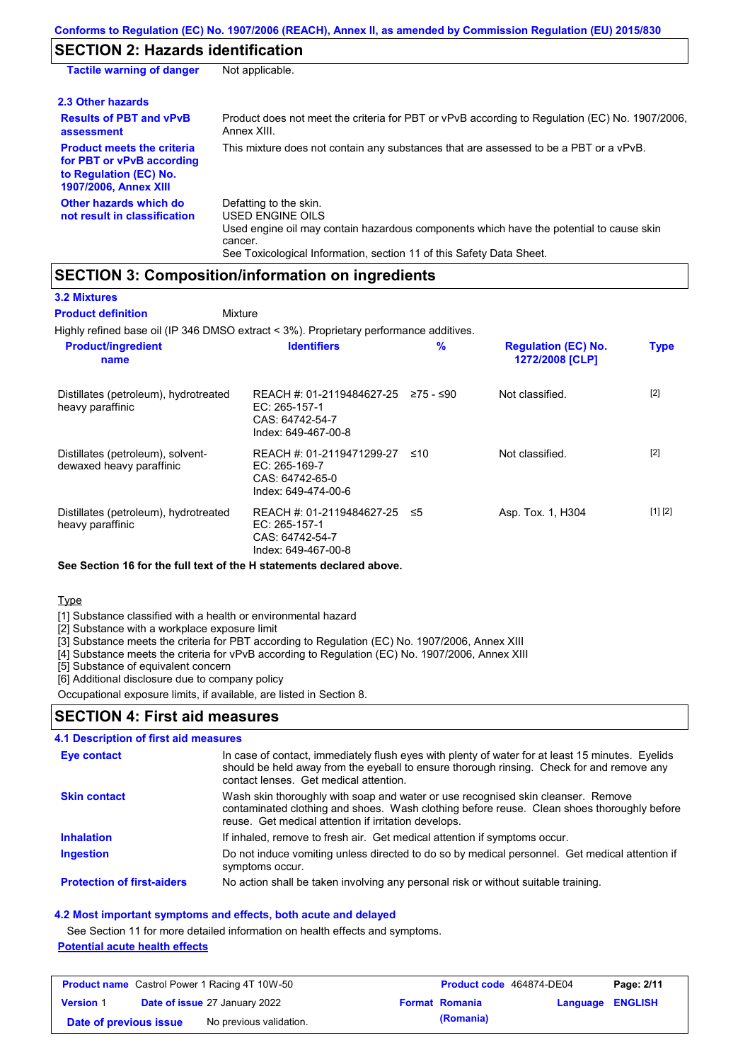Conforms to Regulation (EC) No. 1907/2006 (REACH), Annex II, as amended by Commission Regulation (EU) 2015/830

## SECTION 2: Hazards identification

| | |
|---|---|
| **Tactile warning of danger** | Not applicable. |

### 2.3 Other hazards

| | |
|---|---|
| **Results of PBT and vPvB assessment** | Product does not meet the criteria for PBT or vPvB according to Regulation (EC) No. 1907/2006, Annex XIII. |
| **Product meets the criteria for PBT or vPvB according to Regulation (EC) No. 1907/2006, Annex XIII** | This mixture does not contain any substances that are assessed to be a PBT or a vPvB. |
| **Other hazards which do not result in classification** | Defatting to the skin.<br>USED ENGINE OILS<br>Used engine oil may contain hazardous components which have the potential to cause skin cancer.<br>See Toxicological Information, section 11 of this Safety Data Sheet. |

## SECTION 3: Composition/information on ingredients

### 3.2 Mixtures

**Product definition** Mixture

Highly refined base oil (IP 346 DMSO extract < 3%). Proprietary performance additives.

| Product/ingredient name | Identifiers | % | Regulation (EC) No. 1272/2008 [CLP] | Type |
|---|---|---|---|---|
| Distillates (petroleum), hydrotreated heavy paraffinic | REACH #: 01-2119484627-25<br>EC: 265-157-1<br>CAS: 64742-54-7<br>Index: 649-467-00-8 | ≥75 - ≤90 | Not classified. | [2] |
| Distillates (petroleum), solvent-dewaxed heavy paraffinic | REACH #: 01-2119471299-27<br>EC: 265-169-7<br>CAS: 64742-65-0<br>Index: 649-474-00-6 | ≤10 | Not classified. | [2] |
| Distillates (petroleum), hydrotreated heavy paraffinic | REACH #: 01-2119484627-25<br>EC: 265-157-1<br>CAS: 64742-54-7<br>Index: 649-467-00-8 | ≤5 | Asp. Tox. 1, H304 | [1] [2] |

**See Section 16 for the full text of the H statements declared above.**

Type

[1] Substance classified with a health or environmental hazard
[2] Substance with a workplace exposure limit
[3] Substance meets the criteria for PBT according to Regulation (EC) No. 1907/2006, Annex XIII
[4] Substance meets the criteria for vPvB according to Regulation (EC) No. 1907/2006, Annex XIII
[5] Substance of equivalent concern
[6] Additional disclosure due to company policy

Occupational exposure limits, if available, are listed in Section 8.

## SECTION 4: First aid measures

### 4.1 Description of first aid measures

| | |
|---|---|
| **Eye contact** | In case of contact, immediately flush eyes with plenty of water for at least 15 minutes. Eyelids should be held away from the eyeball to ensure thorough rinsing. Check for and remove any contact lenses. Get medical attention. |
| **Skin contact** | Wash skin thoroughly with soap and water or use recognised skin cleanser. Remove contaminated clothing and shoes. Wash clothing before reuse. Clean shoes thoroughly before reuse. Get medical attention if irritation develops. |
| **Inhalation** | If inhaled, remove to fresh air. Get medical attention if symptoms occur. |
| **Ingestion** | Do not induce vomiting unless directed to do so by medical personnel. Get medical attention if symptoms occur. |
| **Protection of first-aiders** | No action shall be taken involving any personal risk or without suitable training. |

### 4.2 Most important symptoms and effects, both acute and delayed

See Section 11 for more detailed information on health effects and symptoms.

**Potential acute health effects**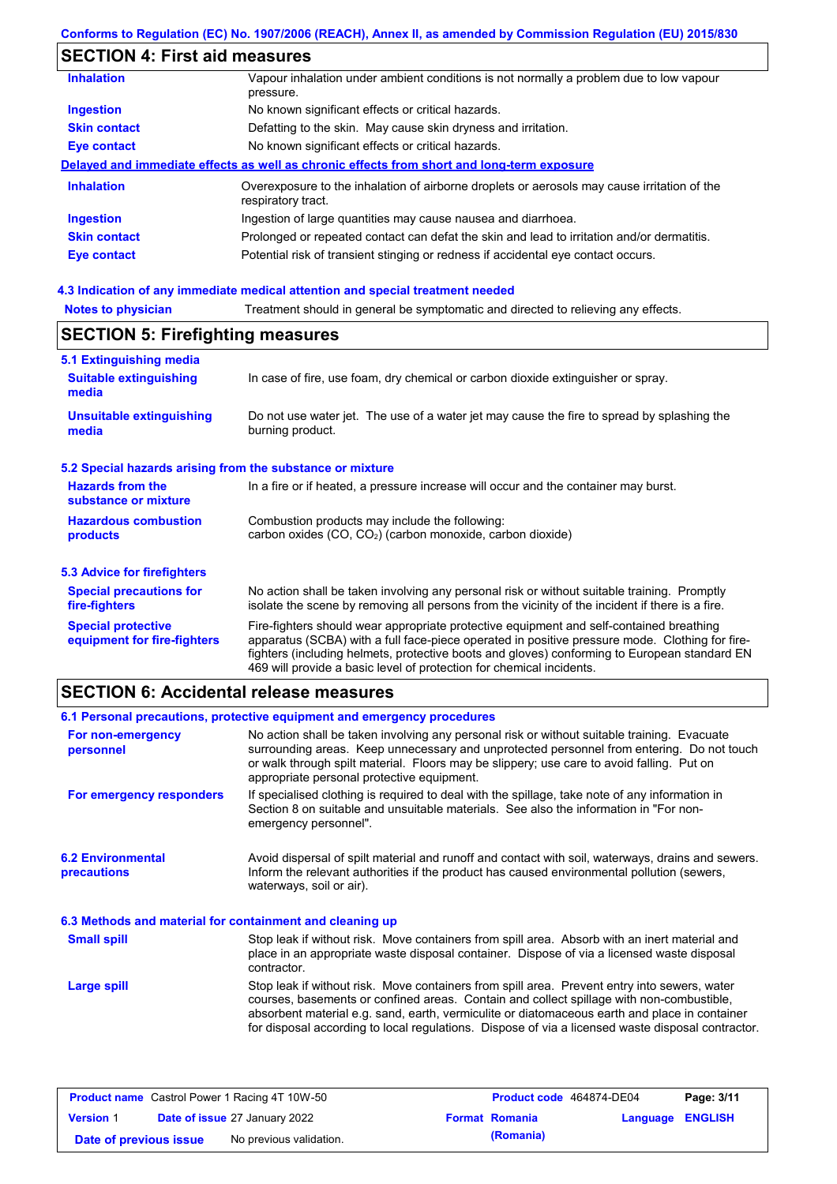## SECTION 4: First aid measures

| | |
|---|---|
| **Inhalation** | Vapour inhalation under ambient conditions is not normally a problem due to low vapour pressure. |
| **Ingestion** | No known significant effects or critical hazards. |
| **Skin contact** | Defatting to the skin. May cause skin dryness and irritation. |
| **Eye contact** | No known significant effects or critical hazards. |

**Delayed and immediate effects as well as chronic effects from short and long-term exposure**

| | |
|---|---|
| **Inhalation** | Overexposure to the inhalation of airborne droplets or aerosols may cause irritation of the respiratory tract. |
| **Ingestion** | Ingestion of large quantities may cause nausea and diarrhoea. |
| **Skin contact** | Prolonged or repeated contact can defat the skin and lead to irritation and/or dermatitis. |
| **Eye contact** | Potential risk of transient stinging or redness if accidental eye contact occurs. |

### 4.3 Indication of any immediate medical attention and special treatment needed

| | |
|---|---|
| **Notes to physician** | Treatment should in general be symptomatic and directed to relieving any effects. |

## SECTION 5: Firefighting measures

### 5.1 Extinguishing media

| | |
|---|---|
| **Suitable extinguishing media** | In case of fire, use foam, dry chemical or carbon dioxide extinguisher or spray. |
| **Unsuitable extinguishing media** | Do not use water jet. The use of a water jet may cause the fire to spread by splashing the burning product. |

### 5.2 Special hazards arising from the substance or mixture

| | |
|---|---|
| **Hazards from the substance or mixture** | In a fire or if heated, a pressure increase will occur and the container may burst. |
| **Hazardous combustion products** | Combustion products may include the following: carbon oxides (CO, $CO_2$) (carbon monoxide, carbon dioxide) |

### 5.3 Advice for firefighters

| | |
|---|---|
| **Special precautions for fire-fighters** | No action shall be taken involving any personal risk or without suitable training. Promptly isolate the scene by removing all persons from the vicinity of the incident if there is a fire. |
| **Special protective equipment for fire-fighters** | Fire-fighters should wear appropriate protective equipment and self-contained breathing apparatus (SCBA) with a full face-piece operated in positive pressure mode. Clothing for fire-fighters (including helmets, protective boots and gloves) conforming to European standard EN 469 will provide a basic level of protection for chemical incidents. |

## SECTION 6: Accidental release measures

### 6.1 Personal precautions, protective equipment and emergency procedures

| | |
|---|---|
| **For non-emergency personnel** | No action shall be taken involving any personal risk or without suitable training. Evacuate surrounding areas. Keep unnecessary and unprotected personnel from entering. Do not touch or walk through spilt material. Floors may be slippery; use care to avoid falling. Put on appropriate personal protective equipment. |
| **For emergency responders** | If specialised clothing is required to deal with the spillage, take note of any information in Section 8 on suitable and unsuitable materials. See also the information in "For non-emergency personnel". |

| | |
|---|---|
| **6.2 Environmental precautions** | Avoid dispersal of spilt material and runoff and contact with soil, waterways, drains and sewers. Inform the relevant authorities if the product has caused environmental pollution (sewers, waterways, soil or air). |

### 6.3 Methods and material for containment and cleaning up

| | |
|---|---|
| **Small spill** | Stop leak if without risk. Move containers from spill area. Absorb with an inert material and place in an appropriate waste disposal container. Dispose of via a licensed waste disposal contractor. |
| **Large spill** | Stop leak if without risk. Move containers from spill area. Prevent entry into sewers, water courses, basements or confined areas. Contain and collect spillage with non-combustible, absorbent material e.g. sand, earth, vermiculite or diatomaceous earth and place in container for disposal according to local regulations. Dispose of via a licensed waste disposal contractor. |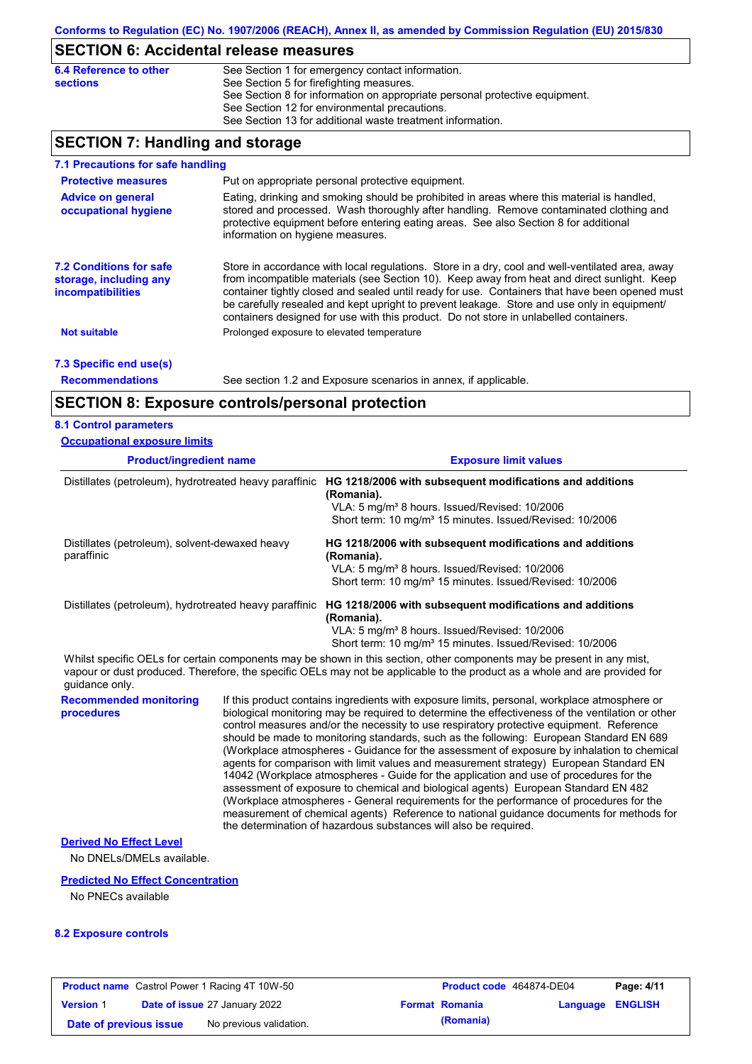## SECTION 6: Accidental release measures

**6.4 Reference to other sections**

See Section 1 for emergency contact information.
See Section 5 for firefighting measures.
See Section 8 for information on appropriate personal protective equipment.
See Section 12 for environmental precautions.
See Section 13 for additional waste treatment information.

## SECTION 7: Handling and storage

### 7.1 Precautions for safe handling

**Protective measures**

Put on appropriate personal protective equipment.

**Advice on general occupational hygiene**

Eating, drinking and smoking should be prohibited in areas where this material is handled, stored and processed. Wash thoroughly after handling. Remove contaminated clothing and protective equipment before entering eating areas. See also Section 8 for additional information on hygiene measures.

### 7.2 Conditions for safe storage, including any incompatibilities

Store in accordance with local regulations. Store in a dry, cool and well-ventilated area, away from incompatible materials (see Section 10). Keep away from heat and direct sunlight. Keep container tightly closed and sealed until ready for use. Containers that have been opened must be carefully resealed and kept upright to prevent leakage. Store and use only in equipment/ containers designed for use with this product. Do not store in unlabelled containers.

**Not suitable**

Prolonged exposure to elevated temperature

### 7.3 Specific end use(s)

**Recommendations**

See section 1.2 and Exposure scenarios in annex, if applicable.

## SECTION 8: Exposure controls/personal protection

### 8.1 Control parameters

**Occupational exposure limits**

| Product/ingredient name | Exposure limit values |
|---|---|
| Distillates (petroleum), hydrotreated heavy paraffinic | **HG 1218/2006 with subsequent modifications and additions (Romania).** VLA: 5 mg/m³ 8 hours. Issued/Revised: 10/2006 Short term: 10 mg/m³ 15 minutes. Issued/Revised: 10/2006 |
| Distillates (petroleum), solvent-dewaxed heavy paraffinic | **HG 1218/2006 with subsequent modifications and additions (Romania).** VLA: 5 mg/m³ 8 hours. Issued/Revised: 10/2006 Short term: 10 mg/m³ 15 minutes. Issued/Revised: 10/2006 |
| Distillates (petroleum), hydrotreated heavy paraffinic | **HG 1218/2006 with subsequent modifications and additions (Romania).** VLA: 5 mg/m³ 8 hours. Issued/Revised: 10/2006 Short term: 10 mg/m³ 15 minutes. Issued/Revised: 10/2006 |

Whilst specific OELs for certain components may be shown in this section, other components may be present in any mist, vapour or dust produced. Therefore, the specific OELs may not be applicable to the product as a whole and are provided for guidance only.

**Recommended monitoring procedures**

If this product contains ingredients with exposure limits, personal, workplace atmosphere or biological monitoring may be required to determine the effectiveness of the ventilation or other control measures and/or the necessity to use respiratory protective equipment. Reference should be made to monitoring standards, such as the following: European Standard EN 689 (Workplace atmospheres - Guidance for the assessment of exposure by inhalation to chemical agents for comparison with limit values and measurement strategy) European Standard EN 14042 (Workplace atmospheres - Guide for the application and use of procedures for the assessment of exposure to chemical and biological agents) European Standard EN 482 (Workplace atmospheres - General requirements for the performance of procedures for the measurement of chemical agents) Reference to national guidance documents for methods for the determination of hazardous substances will also be required.

**Derived No Effect Level**

No DNELs/DMELs available.

**Predicted No Effect Concentration**

No PNECs available

### 8.2 Exposure controls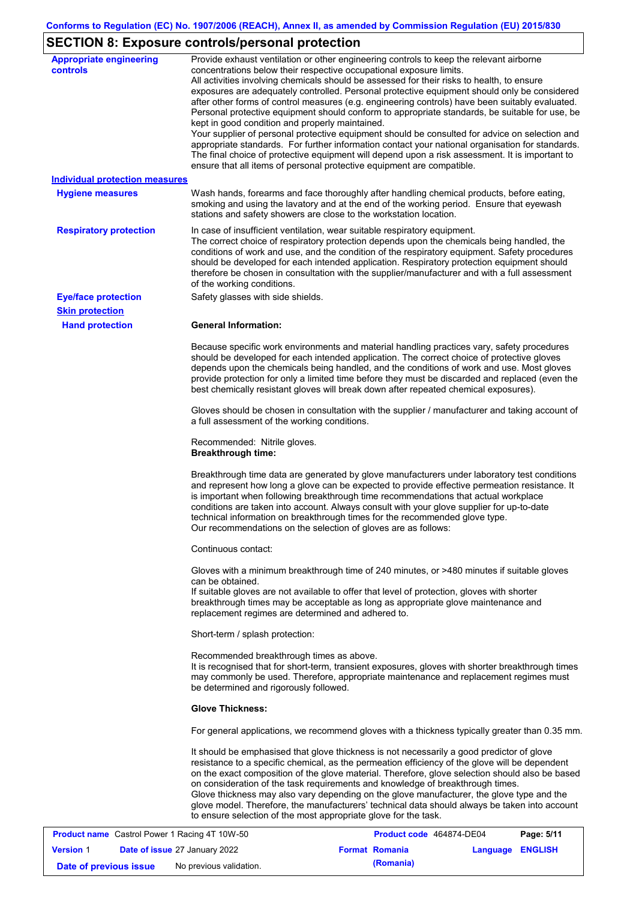## SECTION 8: Exposure controls/personal protection

**Appropriate engineering controls**

Provide exhaust ventilation or other engineering controls to keep the relevant airborne concentrations below their respective occupational exposure limits.
All activities involving chemicals should be assessed for their risks to health, to ensure exposures are adequately controlled. Personal protective equipment should only be considered after other forms of control measures (e.g. engineering controls) have been suitably evaluated. Personal protective equipment should conform to appropriate standards, be suitable for use, be kept in good condition and properly maintained.
Your supplier of personal protective equipment should be consulted for advice on selection and appropriate standards. For further information contact your national organisation for standards.
The final choice of protective equipment will depend upon a risk assessment. It is important to ensure that all items of personal protective equipment are compatible.

**Individual protection measures**

**Hygiene measures**

Wash hands, forearms and face thoroughly after handling chemical products, before eating, smoking and using the lavatory and at the end of the working period. Ensure that eyewash stations and safety showers are close to the workstation location.

**Respiratory protection**

In case of insufficient ventilation, wear suitable respiratory equipment.
The correct choice of respiratory protection depends upon the chemicals being handled, the conditions of work and use, and the condition of the respiratory equipment. Safety procedures should be developed for each intended application. Respiratory protection equipment should therefore be chosen in consultation with the supplier/manufacturer and with a full assessment of the working conditions.

**Eye/face protection**

Safety glasses with side shields.

**Skin protection**

**Hand protection**

**General Information:**

Because specific work environments and material handling practices vary, safety procedures should be developed for each intended application. The correct choice of protective gloves depends upon the chemicals being handled, and the conditions of work and use. Most gloves provide protection for only a limited time before they must be discarded and replaced (even the best chemically resistant gloves will break down after repeated chemical exposures).

Gloves should be chosen in consultation with the supplier / manufacturer and taking account of a full assessment of the working conditions.

Recommended: Nitrile gloves.
**Breakthrough time:**

Breakthrough time data are generated by glove manufacturers under laboratory test conditions and represent how long a glove can be expected to provide effective permeation resistance. It is important when following breakthrough time recommendations that actual workplace conditions are taken into account. Always consult with your glove supplier for up-to-date technical information on breakthrough times for the recommended glove type.
Our recommendations on the selection of gloves are as follows:

Continuous contact:

Gloves with a minimum breakthrough time of 240 minutes, or >480 minutes if suitable gloves can be obtained.
If suitable gloves are not available to offer that level of protection, gloves with shorter breakthrough times may be acceptable as long as appropriate glove maintenance and replacement regimes are determined and adhered to.

Short-term / splash protection:

Recommended breakthrough times as above.
It is recognised that for short-term, transient exposures, gloves with shorter breakthrough times may commonly be used. Therefore, appropriate maintenance and replacement regimes must be determined and rigorously followed.

**Glove Thickness:**

For general applications, we recommend gloves with a thickness typically greater than 0.35 mm.

It should be emphasised that glove thickness is not necessarily a good predictor of glove resistance to a specific chemical, as the permeation efficiency of the glove will be dependent on the exact composition of the glove material. Therefore, glove selection should also be based on consideration of the task requirements and knowledge of breakthrough times.
Glove thickness may also vary depending on the glove manufacturer, the glove type and the glove model. Therefore, the manufacturers' technical data should always be taken into account to ensure selection of the most appropriate glove for the task.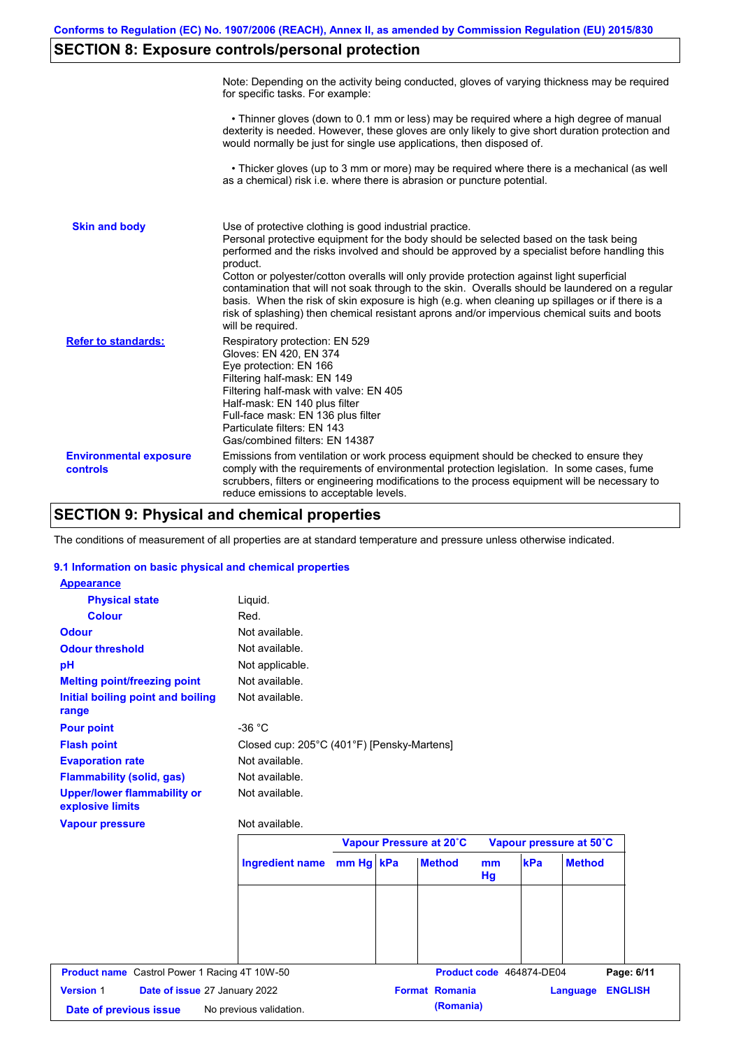## SECTION 8: Exposure controls/personal protection

Note: Depending on the activity being conducted, gloves of varying thickness may be required for specific tasks. For example:

- Thinner gloves (down to 0.1 mm or less) may be required where a high degree of manual dexterity is needed. However, these gloves are only likely to give short duration protection and would normally be just for single use applications, then disposed of.

- Thicker gloves (up to 3 mm or more) may be required where there is a mechanical (as well as a chemical) risk i.e. where there is abrasion or puncture potential.

**Skin and body**

Use of protective clothing is good industrial practice.
Personal protective equipment for the body should be selected based on the task being performed and the risks involved and should be approved by a specialist before handling this product.
Cotton or polyester/cotton overalls will only provide protection against light superficial contamination that will not soak through to the skin. Overalls should be laundered on a regular basis. When the risk of skin exposure is high (e.g. when cleaning up spillages or if there is a risk of splashing) then chemical resistant aprons and/or impervious chemical suits and boots will be required.

**Refer to standards:**

Respiratory protection: EN 529
Gloves: EN 420, EN 374
Eye protection: EN 166
Filtering half-mask: EN 149
Filtering half-mask with valve: EN 405
Half-mask: EN 140 plus filter
Full-face mask: EN 136 plus filter
Particulate filters: EN 143
Gas/combined filters: EN 14387

**Environmental exposure controls**

Emissions from ventilation or work process equipment should be checked to ensure they comply with the requirements of environmental protection legislation. In some cases, fume scrubbers, filters or engineering modifications to the process equipment will be necessary to reduce emissions to acceptable levels.

## SECTION 9: Physical and chemical properties

The conditions of measurement of all properties are at standard temperature and pressure unless otherwise indicated.

### 9.1 Information on basic physical and chemical properties

**Appearance**

| | |
|---|---|
| **Physical state** | Liquid. |
| **Colour** | Red. |
| **Odour** | Not available. |
| **Odour threshold** | Not available. |
| **pH** | Not applicable. |
| **Melting point/freezing point** | Not available. |
| **Initial boiling point and boiling range** | Not available. |
| **Pour point** | -36 °C |
| **Flash point** | Closed cup: 205°C (401°F) [Pensky-Martens] |
| **Evaporation rate** | Not available. |
| **Flammability (solid, gas)** | Not available. |
| **Upper/lower flammability or explosive limits** | Not available. |
| **Vapour pressure** | Not available. |

| Ingredient name | Vapour Pressure at 20˚C | | | Vapour pressure at 50˚C | | |
|---|---|---|---|---|---|---|
| | mm Hg | kPa | Method | mm Hg | kPa | Method |
| | | | | | | |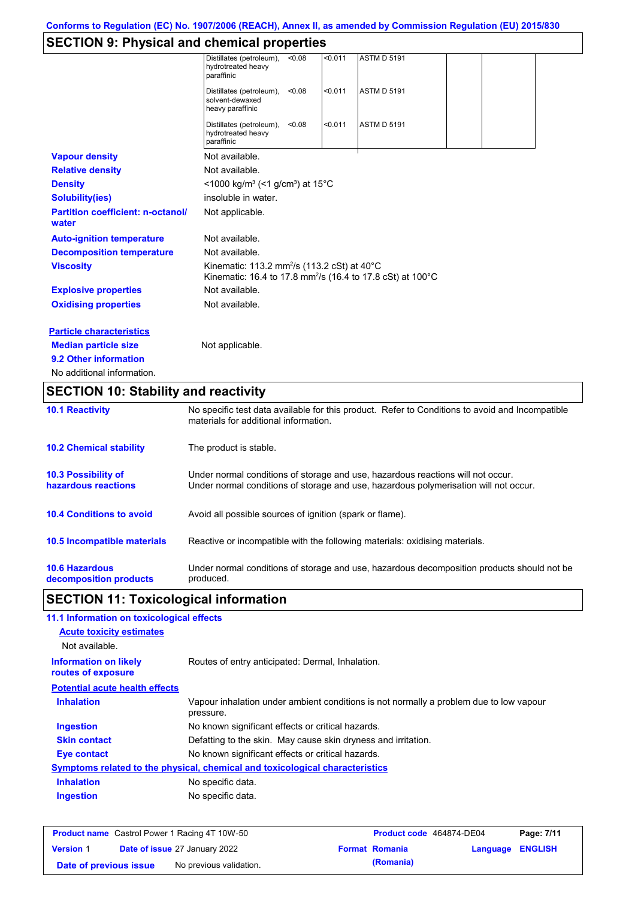Conforms to Regulation (EC) No. 1907/2006 (REACH), Annex II, as amended by Commission Regulation (EU) 2015/830

## SECTION 9: Physical and chemical properties

| | | | | | |
|---|---|---|---|---|---|
| Distillates (petroleum), hydrotreated heavy paraffinic | <0.08 | <0.011 | ASTM D 5191 | | |
| Distillates (petroleum), solvent-dewaxed heavy paraffinic | <0.08 | <0.011 | ASTM D 5191 | | |
| Distillates (petroleum), hydrotreated heavy paraffinic | <0.08 | <0.011 | ASTM D 5191 | | |

**Vapour density** Not available.

**Relative density** Not available.

**Density** <1000 kg/m³ (<1 g/cm³) at 15°C

**Solubility(ies)** insoluble in water.

**Partition coefficient: n-octanol/water** Not applicable.

**Auto-ignition temperature** Not available.

**Decomposition temperature** Not available.

**Viscosity** Kinematic: 113.2 mm²/s (113.2 cSt) at 40°C
Kinematic: 16.4 to 17.8 mm²/s (16.4 to 17.8 cSt) at 100°C

**Explosive properties** Not available.

**Oxidising properties** Not available.

**Particle characteristics**

**Median particle size** Not applicable.

**9.2 Other information**

No additional information.

## SECTION 10: Stability and reactivity

**10.1 Reactivity** No specific test data available for this product. Refer to Conditions to avoid and Incompatible materials for additional information.

**10.2 Chemical stability** The product is stable.

**10.3 Possibility of hazardous reactions** Under normal conditions of storage and use, hazardous reactions will not occur.
Under normal conditions of storage and use, hazardous polymerisation will not occur.

**10.4 Conditions to avoid** Avoid all possible sources of ignition (spark or flame).

**10.5 Incompatible materials** Reactive or incompatible with the following materials: oxidising materials.

**10.6 Hazardous decomposition products** Under normal conditions of storage and use, hazardous decomposition products should not be produced.

## SECTION 11: Toxicological information

**11.1 Information on toxicological effects**

**Acute toxicity estimates**

Not available.

**Information on likely routes of exposure** Routes of entry anticipated: Dermal, Inhalation.

**Potential acute health effects**

**Inhalation** Vapour inhalation under ambient conditions is not normally a problem due to low vapour pressure.

**Ingestion** No known significant effects or critical hazards.

**Skin contact** Defatting to the skin. May cause skin dryness and irritation.

**Eye contact** No known significant effects or critical hazards.

**Symptoms related to the physical, chemical and toxicological characteristics**

**Inhalation** No specific data.

**Ingestion** No specific data.

| | | | |
|---|---|---|---|
| **Product name** Castrol Power 1 Racing 4T 10W-50 | | **Product code** 464874-DE04 | |
| **Version** 1 | **Date of issue** 27 January 2022 | **Format** Romania (Romania) | **Language** ENGLISH |
| **Date of previous issue** | No previous validation. | | |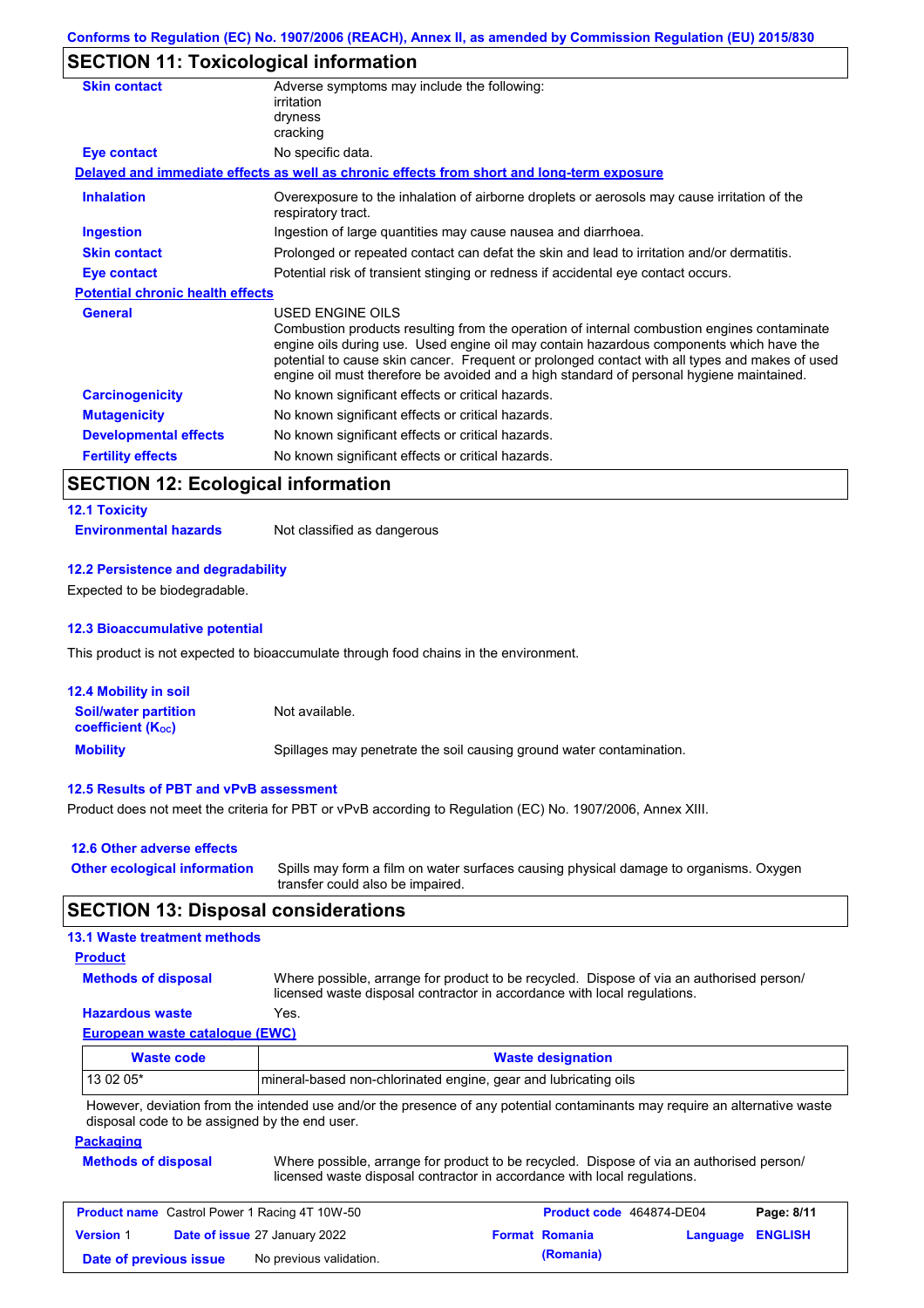## SECTION 11: Toxicological information

| | |
|---|---|
| **Skin contact** | Adverse symptoms may include the following:<br>irritation<br>dryness<br>cracking |
| **Eye contact** | No specific data. |

**Delayed and immediate effects as well as chronic effects from short and long-term exposure**

| | |
|---|---|
| **Inhalation** | Overexposure to the inhalation of airborne droplets or aerosols may cause irritation of the respiratory tract. |
| **Ingestion** | Ingestion of large quantities may cause nausea and diarrhoea. |
| **Skin contact** | Prolonged or repeated contact can defat the skin and lead to irritation and/or dermatitis. |
| **Eye contact** | Potential risk of transient stinging or redness if accidental eye contact occurs. |

**Potential chronic health effects**

| | |
|---|---|
| **General** | USED ENGINE OILS<br>Combustion products resulting from the operation of internal combustion engines contaminate engine oils during use. Used engine oil may contain hazardous components which have the potential to cause skin cancer. Frequent or prolonged contact with all types and makes of used engine oil must therefore be avoided and a high standard of personal hygiene maintained. |
| **Carcinogenicity** | No known significant effects or critical hazards. |
| **Mutagenicity** | No known significant effects or critical hazards. |
| **Developmental effects** | No known significant effects or critical hazards. |
| **Fertility effects** | No known significant effects or critical hazards. |

## SECTION 12: Ecological information

### 12.1 Toxicity

**Environmental hazards** Not classified as dangerous

### 12.2 Persistence and degradability

Expected to be biodegradable.

### 12.3 Bioaccumulative potential

This product is not expected to bioaccumulate through food chains in the environment.

### 12.4 Mobility in soil

| | |
|---|---|
| **Soil/water partition coefficient ($K_{OC}$)** | Not available. |
| **Mobility** | Spillages may penetrate the soil causing ground water contamination. |

### 12.5 Results of PBT and vPvB assessment

Product does not meet the criteria for PBT or vPvB according to Regulation (EC) No. 1907/2006, Annex XIII.

### 12.6 Other adverse effects

**Other ecological information** Spills may form a film on water surfaces causing physical damage to organisms. Oxygen transfer could also be impaired.

## SECTION 13: Disposal considerations

### 13.1 Waste treatment methods

**Product**

| | |
|---|---|
| **Methods of disposal** | Where possible, arrange for product to be recycled. Dispose of via an authorised person/ licensed waste disposal contractor in accordance with local regulations. |
| **Hazardous waste** | Yes. |

**European waste catalogue (EWC)**

| Waste code | Waste designation |
|---|---|
| 13 02 05* | mineral-based non-chlorinated engine, gear and lubricating oils |

However, deviation from the intended use and/or the presence of any potential contaminants may require an alternative waste disposal code to be assigned by the end user.

**Packaging**

**Methods of disposal** Where possible, arrange for product to be recycled. Dispose of via an authorised person/ licensed waste disposal contractor in accordance with local regulations.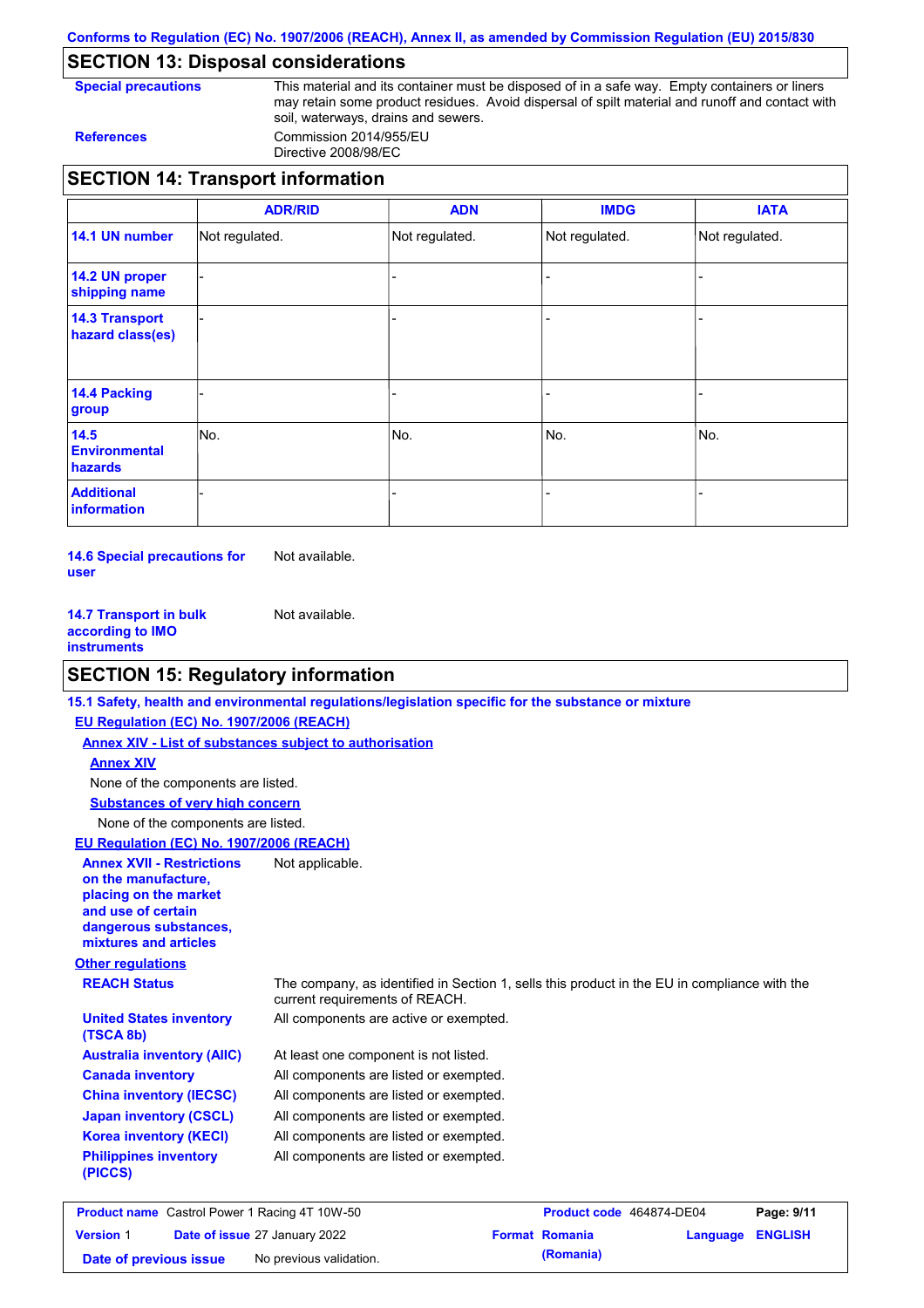## SECTION 13: Disposal considerations

**Special precautions**
This material and its container must be disposed of in a safe way. Empty containers or liners may retain some product residues. Avoid dispersal of spilt material and runoff and contact with soil, waterways, drains and sewers.

**References**
Commission 2014/955/EU
Directive 2008/98/EC

## SECTION 14: Transport information

| | ADR/RID | ADN | IMDG | IATA |
|---|---|---|---|---|
| **14.1 UN number** | Not regulated. | Not regulated. | Not regulated. | Not regulated. |
| **14.2 UN proper shipping name** | - | - | - | - |
| **14.3 Transport hazard class(es)** | - | - | - | - |
| **14.4 Packing group** | - | - | - | - |
| **14.5 Environmental hazards** | No. | No. | No. | No. |
| **Additional information** | - | - | - | - |

**14.6 Special precautions for user**
Not available.

**14.7 Transport in bulk according to IMO instruments**
Not available.

## SECTION 15: Regulatory information

**15.1 Safety, health and environmental regulations/legislation specific for the substance or mixture**

**EU Regulation (EC) No. 1907/2006 (REACH)**

**Annex XIV - List of substances subject to authorisation**

**Annex XIV**

None of the components are listed.

**Substances of very high concern**

None of the components are listed.

**EU Regulation (EC) No. 1907/2006 (REACH)**

**Annex XVII - Restrictions on the manufacture, placing on the market and use of certain dangerous substances, mixtures and articles**
Not applicable.

**Other regulations**

**REACH Status**
The company, as identified in Section 1, sells this product in the EU in compliance with the current requirements of REACH.

**United States inventory (TSCA 8b)**
All components are active or exempted.

**Australia inventory (AIIC)**
At least one component is not listed.

**Canada inventory**
All components are listed or exempted.

**China inventory (IECSC)**
All components are listed or exempted.

**Japan inventory (CSCL)**
All components are listed or exempted.

**Korea inventory (KECI)**
All components are listed or exempted.

**Philippines inventory (PICCS)**
All components are listed or exempted.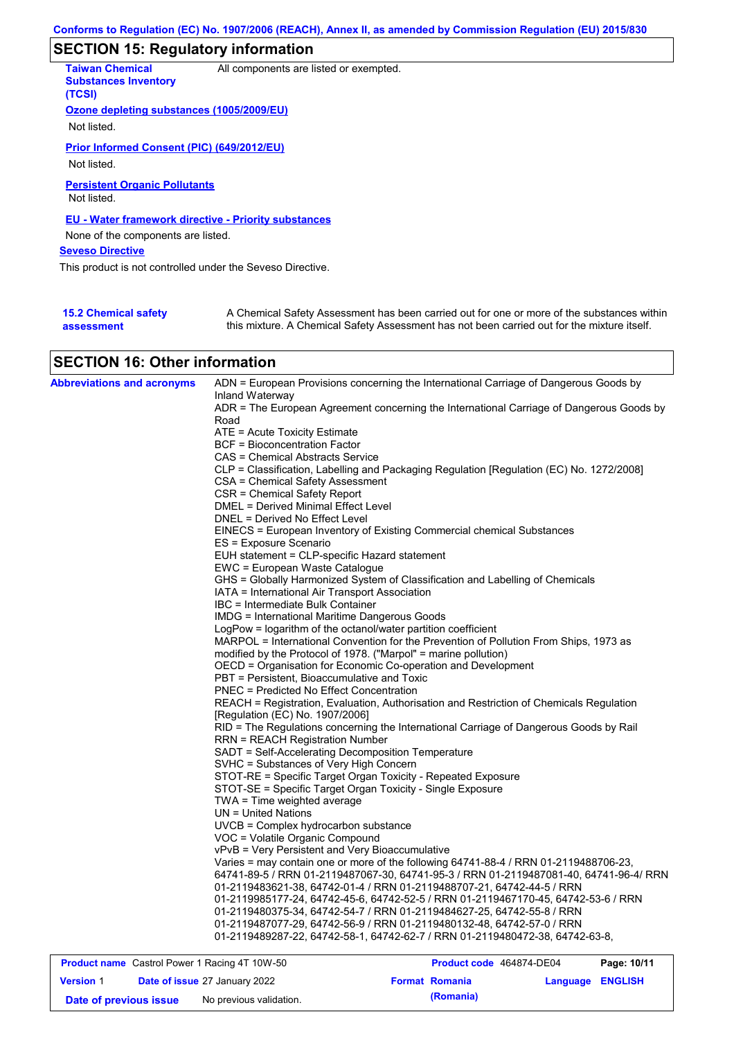## SECTION 15: Regulatory information

**Taiwan Chemical Substances Inventory (TCSI)**: All components are listed or exempted.

**Ozone depleting substances (1005/2009/EU)**

Not listed.

**Prior Informed Consent (PIC) (649/2012/EU)**

Not listed.

**Persistent Organic Pollutants**

Not listed.

**EU - Water framework directive - Priority substances**

None of the components are listed.

**Seveso Directive**

This product is not controlled under the Seveso Directive.

**15.2 Chemical safety assessment**: A Chemical Safety Assessment has been carried out for one or more of the substances within this mixture. A Chemical Safety Assessment has not been carried out for the mixture itself.

## SECTION 16: Other information

**Abbreviations and acronyms**

ADN = European Provisions concerning the International Carriage of Dangerous Goods by Inland Waterway
ADR = The European Agreement concerning the International Carriage of Dangerous Goods by Road
ATE = Acute Toxicity Estimate
BCF = Bioconcentration Factor
CAS = Chemical Abstracts Service
CLP = Classification, Labelling and Packaging Regulation [Regulation (EC) No. 1272/2008]
CSA = Chemical Safety Assessment
CSR = Chemical Safety Report
DMEL = Derived Minimal Effect Level
DNEL = Derived No Effect Level
EINECS = European Inventory of Existing Commercial chemical Substances
ES = Exposure Scenario
EUH statement = CLP-specific Hazard statement
EWC = European Waste Catalogue
GHS = Globally Harmonized System of Classification and Labelling of Chemicals
IATA = International Air Transport Association
IBC = Intermediate Bulk Container
IMDG = International Maritime Dangerous Goods
LogPow = logarithm of the octanol/water partition coefficient
MARPOL = International Convention for the Prevention of Pollution From Ships, 1973 as modified by the Protocol of 1978. ("Marpol" = marine pollution)
OECD = Organisation for Economic Co-operation and Development
PBT = Persistent, Bioaccumulative and Toxic
PNEC = Predicted No Effect Concentration
REACH = Registration, Evaluation, Authorisation and Restriction of Chemicals Regulation [Regulation (EC) No. 1907/2006]
RID = The Regulations concerning the International Carriage of Dangerous Goods by Rail
RRN = REACH Registration Number
SADT = Self-Accelerating Decomposition Temperature
SVHC = Substances of Very High Concern
STOT-RE = Specific Target Organ Toxicity - Repeated Exposure
STOT-SE = Specific Target Organ Toxicity - Single Exposure
TWA = Time weighted average
UN = United Nations
UVCB = Complex hydrocarbon substance
VOC = Volatile Organic Compound
vPvB = Very Persistent and Very Bioaccumulative
Varies = may contain one or more of the following 64741-88-4 / RRN 01-2119488706-23, 64741-89-5 / RRN 01-2119487067-30, 64741-95-3 / RRN 01-2119487081-40, 64741-96-4/ RRN 01-2119483621-38, 64742-01-4 / RRN 01-2119488707-21, 64742-44-5 / RRN 01-2119985177-24, 64742-45-6, 64742-52-5 / RRN 01-2119467170-45, 64742-53-6 / RRN 01-2119480375-34, 64742-54-7 / RRN 01-2119484627-25, 64742-55-8 / RRN 01-2119487077-29, 64742-56-9 / RRN 01-2119480132-48, 64742-57-0 / RRN 01-2119489287-22, 64742-58-1, 64742-62-7 / RRN 01-2119480472-38, 64742-63-8,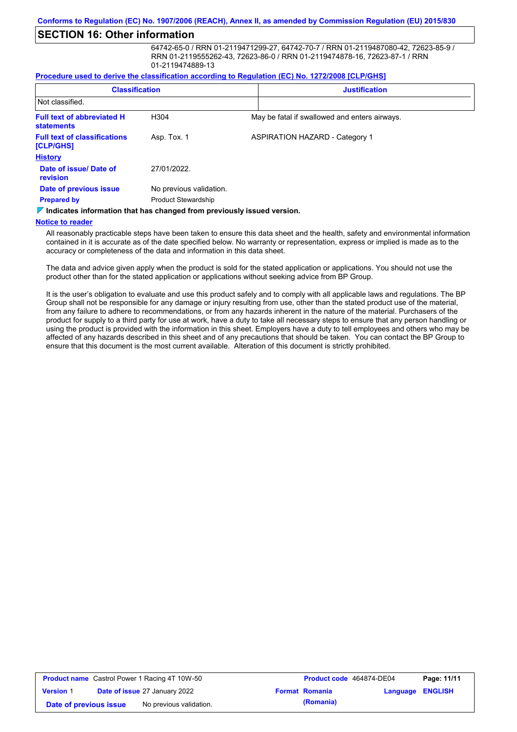## SECTION 16: Other information

64742-65-0 / RRN 01-2119471299-27, 64742-70-7 / RRN 01-2119487080-42, 72623-85-9 / RRN 01-2119555262-43, 72623-86-0 / RRN 01-2119474878-16, 72623-87-1 / RRN 01-2119474889-13

**Procedure used to derive the classification according to Regulation (EC) No. 1272/2008 [CLP/GHS]**

| Classification | Justification |
|---|---|
| Not classified. | |

| | | |
|---|---|---|
| **Full text of abbreviated H statements** | H304 | May be fatal if swallowed and enters airways. |
| **Full text of classifications [CLP/GHS]** | Asp. Tox. 1 | ASPIRATION HAZARD - Category 1 |

**History**

| | |
|---|---|
| **Date of issue/ Date of revision** | 27/01/2022. |
| **Date of previous issue** | No previous validation. |
| **Prepared by** | Product Stewardship |

**Indicates information that has changed from previously issued version.**

**Notice to reader**

All reasonably practicable steps have been taken to ensure this data sheet and the health, safety and environmental information contained in it is accurate as of the date specified below. No warranty or representation, express or implied is made as to the accuracy or completeness of the data and information in this data sheet.

The data and advice given apply when the product is sold for the stated application or applications. You should not use the product other than for the stated application or applications without seeking advice from BP Group.

It is the user's obligation to evaluate and use this product safely and to comply with all applicable laws and regulations. The BP Group shall not be responsible for any damage or injury resulting from use, other than the stated product use of the material, from any failure to adhere to recommendations, or from any hazards inherent in the nature of the material. Purchasers of the product for supply to a third party for use at work, have a duty to take all necessary steps to ensure that any person handling or using the product is provided with the information in this sheet. Employers have a duty to tell employees and others who may be affected of any hazards described in this sheet and of any precautions that should be taken. You can contact the BP Group to ensure that this document is the most current available. Alteration of this document is strictly prohibited.